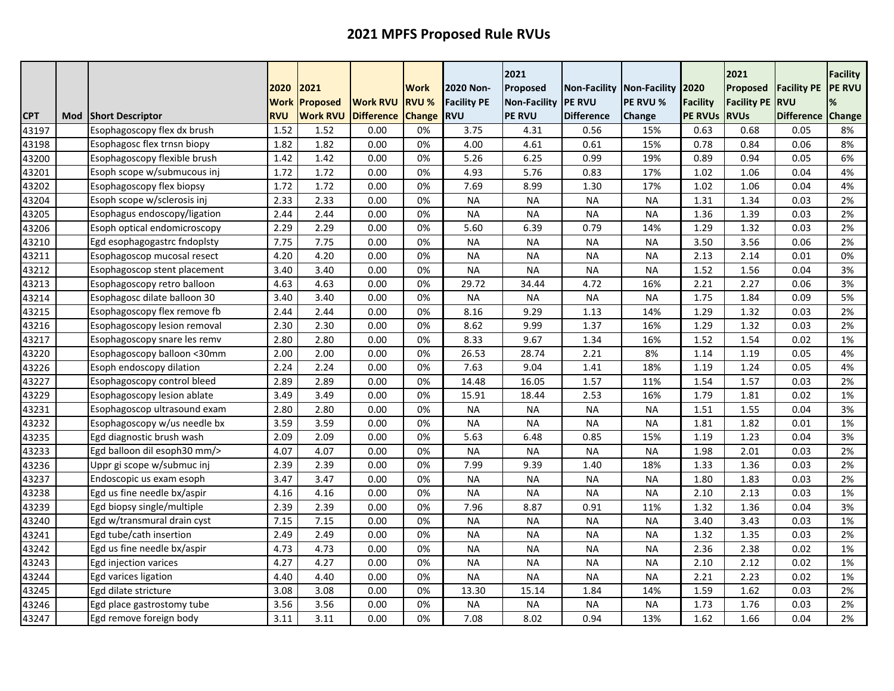# 2021 MPFS Proposed Rule RVUs

| CPT | Mod | Short Descriptor | 2020 Work RVU | 2021 Proposed Work RVU | Work RVU Difference | Work RVU % Change | 2020 Non-Facility PE RVU | 2021 Proposed Non-Facility PE RVU | Non-Facility PE RVU Difference | Non-Facility PE RVU % Change | 2020 Facility PE RVUs | 2021 Proposed Facility PE RVUs | Facility PE RVU Difference | Facility PE RVU % Change |
|---|---|---|---|---|---|---|---|---|---|---|---|---|---|---|
| 43197 | | Esophagoscopy flex dx brush | 1.52 | 1.52 | 0.00 | 0% | 3.75 | 4.31 | 0.56 | 15% | 0.63 | 0.68 | 0.05 | 8% |
| 43198 | | Esophagosc flex trnsn biopy | 1.82 | 1.82 | 0.00 | 0% | 4.00 | 4.61 | 0.61 | 15% | 0.78 | 0.84 | 0.06 | 8% |
| 43200 | | Esophagoscopy flexible brush | 1.42 | 1.42 | 0.00 | 0% | 5.26 | 6.25 | 0.99 | 19% | 0.89 | 0.94 | 0.05 | 6% |
| 43201 | | Esoph scope w/submucous inj | 1.72 | 1.72 | 0.00 | 0% | 4.93 | 5.76 | 0.83 | 17% | 1.02 | 1.06 | 0.04 | 4% |
| 43202 | | Esophagoscopy flex biopsy | 1.72 | 1.72 | 0.00 | 0% | 7.69 | 8.99 | 1.30 | 17% | 1.02 | 1.06 | 0.04 | 4% |
| 43204 | | Esoph scope w/sclerosis inj | 2.33 | 2.33 | 0.00 | 0% | NA | NA | NA | NA | 1.31 | 1.34 | 0.03 | 2% |
| 43205 | | Esophagus endoscopy/ligation | 2.44 | 2.44 | 0.00 | 0% | NA | NA | NA | NA | 1.36 | 1.39 | 0.03 | 2% |
| 43206 | | Esoph optical endomicroscopy | 2.29 | 2.29 | 0.00 | 0% | 5.60 | 6.39 | 0.79 | 14% | 1.29 | 1.32 | 0.03 | 2% |
| 43210 | | Egd esophagogastrc fndoplsty | 7.75 | 7.75 | 0.00 | 0% | NA | NA | NA | NA | 3.50 | 3.56 | 0.06 | 2% |
| 43211 | | Esophagoscop mucosal resect | 4.20 | 4.20 | 0.00 | 0% | NA | NA | NA | NA | 2.13 | 2.14 | 0.01 | 0% |
| 43212 | | Esophagoscop stent placement | 3.40 | 3.40 | 0.00 | 0% | NA | NA | NA | NA | 1.52 | 1.56 | 0.04 | 3% |
| 43213 | | Esophagoscopy retro balloon | 4.63 | 4.63 | 0.00 | 0% | 29.72 | 34.44 | 4.72 | 16% | 2.21 | 2.27 | 0.06 | 3% |
| 43214 | | Esophagosc dilate balloon 30 | 3.40 | 3.40 | 0.00 | 0% | NA | NA | NA | NA | 1.75 | 1.84 | 0.09 | 5% |
| 43215 | | Esophagoscopy flex remove fb | 2.44 | 2.44 | 0.00 | 0% | 8.16 | 9.29 | 1.13 | 14% | 1.29 | 1.32 | 0.03 | 2% |
| 43216 | | Esophagoscopy lesion removal | 2.30 | 2.30 | 0.00 | 0% | 8.62 | 9.99 | 1.37 | 16% | 1.29 | 1.32 | 0.03 | 2% |
| 43217 | | Esophagoscopy snare les remv | 2.80 | 2.80 | 0.00 | 0% | 8.33 | 9.67 | 1.34 | 16% | 1.52 | 1.54 | 0.02 | 1% |
| 43220 | | Esophagoscopy balloon <30mm | 2.00 | 2.00 | 0.00 | 0% | 26.53 | 28.74 | 2.21 | 8% | 1.14 | 1.19 | 0.05 | 4% |
| 43226 | | Esoph endoscopy dilation | 2.24 | 2.24 | 0.00 | 0% | 7.63 | 9.04 | 1.41 | 18% | 1.19 | 1.24 | 0.05 | 4% |
| 43227 | | Esophagoscopy control bleed | 2.89 | 2.89 | 0.00 | 0% | 14.48 | 16.05 | 1.57 | 11% | 1.54 | 1.57 | 0.03 | 2% |
| 43229 | | Esophagoscopy lesion ablate | 3.49 | 3.49 | 0.00 | 0% | 15.91 | 18.44 | 2.53 | 16% | 1.79 | 1.81 | 0.02 | 1% |
| 43231 | | Esophagoscop ultrasound exam | 2.80 | 2.80 | 0.00 | 0% | NA | NA | NA | NA | 1.51 | 1.55 | 0.04 | 3% |
| 43232 | | Esophagoscopy w/us needle bx | 3.59 | 3.59 | 0.00 | 0% | NA | NA | NA | NA | 1.81 | 1.82 | 0.01 | 1% |
| 43235 | | Egd diagnostic brush wash | 2.09 | 2.09 | 0.00 | 0% | 5.63 | 6.48 | 0.85 | 15% | 1.19 | 1.23 | 0.04 | 3% |
| 43233 | | Egd balloon dil esoph30 mm/> | 4.07 | 4.07 | 0.00 | 0% | NA | NA | NA | NA | 1.98 | 2.01 | 0.03 | 2% |
| 43236 | | Uppr gi scope w/submuc inj | 2.39 | 2.39 | 0.00 | 0% | 7.99 | 9.39 | 1.40 | 18% | 1.33 | 1.36 | 0.03 | 2% |
| 43237 | | Endoscopic us exam esoph | 3.47 | 3.47 | 0.00 | 0% | NA | NA | NA | NA | 1.80 | 1.83 | 0.03 | 2% |
| 43238 | | Egd us fine needle bx/aspir | 4.16 | 4.16 | 0.00 | 0% | NA | NA | NA | NA | 2.10 | 2.13 | 0.03 | 1% |
| 43239 | | Egd biopsy single/multiple | 2.39 | 2.39 | 0.00 | 0% | 7.96 | 8.87 | 0.91 | 11% | 1.32 | 1.36 | 0.04 | 3% |
| 43240 | | Egd w/transmural drain cyst | 7.15 | 7.15 | 0.00 | 0% | NA | NA | NA | NA | 3.40 | 3.43 | 0.03 | 1% |
| 43241 | | Egd tube/cath insertion | 2.49 | 2.49 | 0.00 | 0% | NA | NA | NA | NA | 1.32 | 1.35 | 0.03 | 2% |
| 43242 | | Egd us fine needle bx/aspir | 4.73 | 4.73 | 0.00 | 0% | NA | NA | NA | NA | 2.36 | 2.38 | 0.02 | 1% |
| 43243 | | Egd injection varices | 4.27 | 4.27 | 0.00 | 0% | NA | NA | NA | NA | 2.10 | 2.12 | 0.02 | 1% |
| 43244 | | Egd varices ligation | 4.40 | 4.40 | 0.00 | 0% | NA | NA | NA | NA | 2.21 | 2.23 | 0.02 | 1% |
| 43245 | | Egd dilate stricture | 3.08 | 3.08 | 0.00 | 0% | 13.30 | 15.14 | 1.84 | 14% | 1.59 | 1.62 | 0.03 | 2% |
| 43246 | | Egd place gastrostomy tube | 3.56 | 3.56 | 0.00 | 0% | NA | NA | NA | NA | 1.73 | 1.76 | 0.03 | 2% |
| 43247 | | Egd remove foreign body | 3.11 | 3.11 | 0.00 | 0% | 7.08 | 8.02 | 0.94 | 13% | 1.62 | 1.66 | 0.04 | 2% |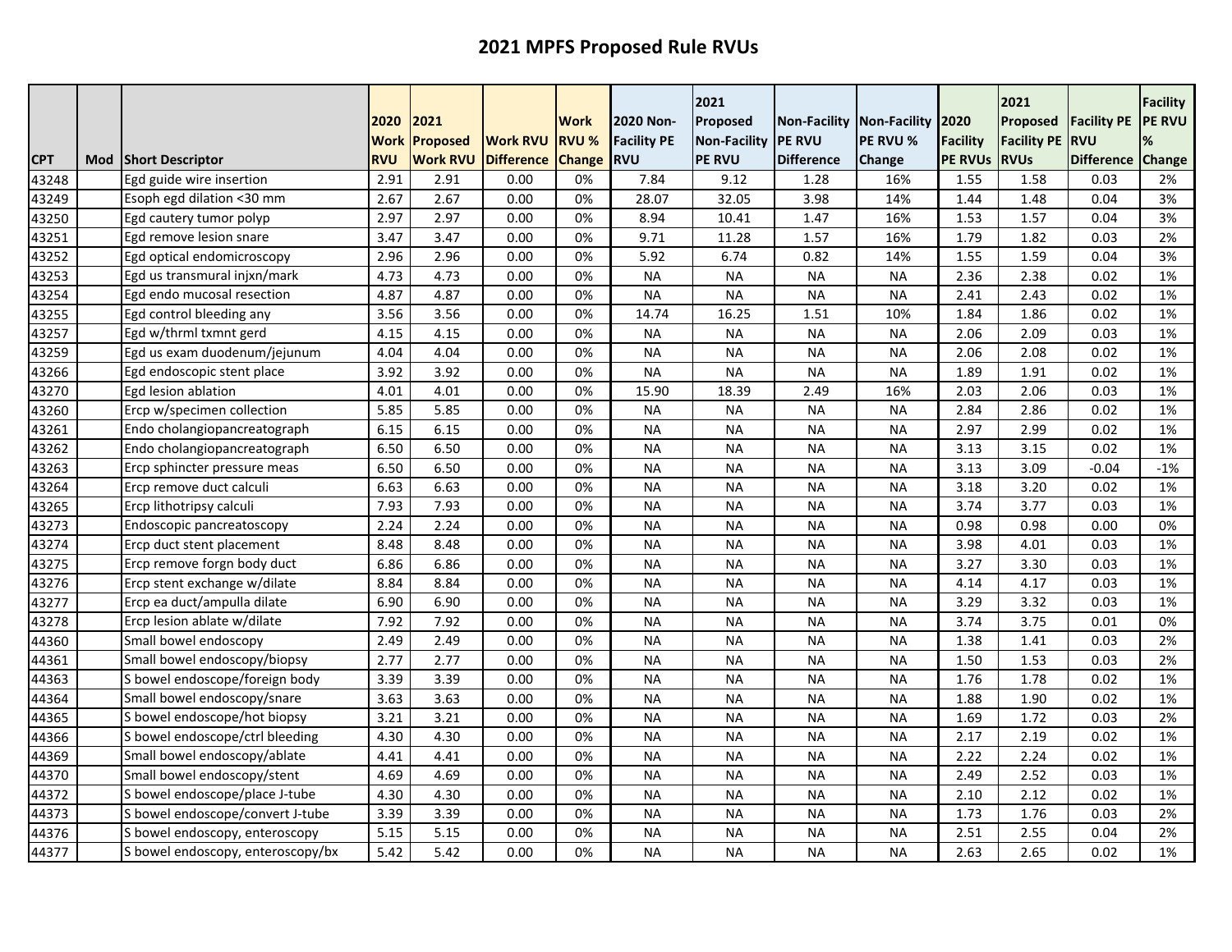# 2021 MPFS Proposed Rule RVUs

| CPT | Mod | Short Descriptor | 2020 Work RVU | 2021 Proposed Work RVU | Work RVU Difference | Work RVU % Change | 2020 Non-Facility PE RVU | 2021 Proposed Non-Facility PE RVU | Non-Facility PE RVU Difference | Non-Facility PE RVU % Change | 2020 Facility PE RVUs | 2021 Proposed Facility PE RVUs | Facility PE RVU Difference | Facility PE RVU % Change |
|---|---|---|---|---|---|---|---|---|---|---|---|---|---|---|
| 43248 | | Egd guide wire insertion | 2.91 | 2.91 | 0.00 | 0% | 7.84 | 9.12 | 1.28 | 16% | 1.55 | 1.58 | 0.03 | 2% |
| 43249 | | Esoph egd dilation <30 mm | 2.67 | 2.67 | 0.00 | 0% | 28.07 | 32.05 | 3.98 | 14% | 1.44 | 1.48 | 0.04 | 3% |
| 43250 | | Egd cautery tumor polyp | 2.97 | 2.97 | 0.00 | 0% | 8.94 | 10.41 | 1.47 | 16% | 1.53 | 1.57 | 0.04 | 3% |
| 43251 | | Egd remove lesion snare | 3.47 | 3.47 | 0.00 | 0% | 9.71 | 11.28 | 1.57 | 16% | 1.79 | 1.82 | 0.03 | 2% |
| 43252 | | Egd optical endomicroscopy | 2.96 | 2.96 | 0.00 | 0% | 5.92 | 6.74 | 0.82 | 14% | 1.55 | 1.59 | 0.04 | 3% |
| 43253 | | Egd us transmural injxn/mark | 4.73 | 4.73 | 0.00 | 0% | NA | NA | NA | NA | 2.36 | 2.38 | 0.02 | 1% |
| 43254 | | Egd endo mucosal resection | 4.87 | 4.87 | 0.00 | 0% | NA | NA | NA | NA | 2.41 | 2.43 | 0.02 | 1% |
| 43255 | | Egd control bleeding any | 3.56 | 3.56 | 0.00 | 0% | 14.74 | 16.25 | 1.51 | 10% | 1.84 | 1.86 | 0.02 | 1% |
| 43257 | | Egd w/thrml txmnt gerd | 4.15 | 4.15 | 0.00 | 0% | NA | NA | NA | NA | 2.06 | 2.09 | 0.03 | 1% |
| 43259 | | Egd us exam duodenum/jejunum | 4.04 | 4.04 | 0.00 | 0% | NA | NA | NA | NA | 2.06 | 2.08 | 0.02 | 1% |
| 43266 | | Egd endoscopic stent place | 3.92 | 3.92 | 0.00 | 0% | NA | NA | NA | NA | 1.89 | 1.91 | 0.02 | 1% |
| 43270 | | Egd lesion ablation | 4.01 | 4.01 | 0.00 | 0% | 15.90 | 18.39 | 2.49 | 16% | 2.03 | 2.06 | 0.03 | 1% |
| 43260 | | Ercp w/specimen collection | 5.85 | 5.85 | 0.00 | 0% | NA | NA | NA | NA | 2.84 | 2.86 | 0.02 | 1% |
| 43261 | | Endo cholangiopancreatograph | 6.15 | 6.15 | 0.00 | 0% | NA | NA | NA | NA | 2.97 | 2.99 | 0.02 | 1% |
| 43262 | | Endo cholangiopancreatograph | 6.50 | 6.50 | 0.00 | 0% | NA | NA | NA | NA | 3.13 | 3.15 | 0.02 | 1% |
| 43263 | | Ercp sphincter pressure meas | 6.50 | 6.50 | 0.00 | 0% | NA | NA | NA | NA | 3.13 | 3.09 | -0.04 | -1% |
| 43264 | | Ercp remove duct calculi | 6.63 | 6.63 | 0.00 | 0% | NA | NA | NA | NA | 3.18 | 3.20 | 0.02 | 1% |
| 43265 | | Ercp lithotripsy calculi | 7.93 | 7.93 | 0.00 | 0% | NA | NA | NA | NA | 3.74 | 3.77 | 0.03 | 1% |
| 43273 | | Endoscopic pancreatoscopy | 2.24 | 2.24 | 0.00 | 0% | NA | NA | NA | NA | 0.98 | 0.98 | 0.00 | 0% |
| 43274 | | Ercp duct stent placement | 8.48 | 8.48 | 0.00 | 0% | NA | NA | NA | NA | 3.98 | 4.01 | 0.03 | 1% |
| 43275 | | Ercp remove forgn body duct | 6.86 | 6.86 | 0.00 | 0% | NA | NA | NA | NA | 3.27 | 3.30 | 0.03 | 1% |
| 43276 | | Ercp stent exchange w/dilate | 8.84 | 8.84 | 0.00 | 0% | NA | NA | NA | NA | 4.14 | 4.17 | 0.03 | 1% |
| 43277 | | Ercp ea duct/ampulla dilate | 6.90 | 6.90 | 0.00 | 0% | NA | NA | NA | NA | 3.29 | 3.32 | 0.03 | 1% |
| 43278 | | Ercp lesion ablate w/dilate | 7.92 | 7.92 | 0.00 | 0% | NA | NA | NA | NA | 3.74 | 3.75 | 0.01 | 0% |
| 44360 | | Small bowel endoscopy | 2.49 | 2.49 | 0.00 | 0% | NA | NA | NA | NA | 1.38 | 1.41 | 0.03 | 2% |
| 44361 | | Small bowel endoscopy/biopsy | 2.77 | 2.77 | 0.00 | 0% | NA | NA | NA | NA | 1.50 | 1.53 | 0.03 | 2% |
| 44363 | | S bowel endoscope/foreign body | 3.39 | 3.39 | 0.00 | 0% | NA | NA | NA | NA | 1.76 | 1.78 | 0.02 | 1% |
| 44364 | | Small bowel endoscopy/snare | 3.63 | 3.63 | 0.00 | 0% | NA | NA | NA | NA | 1.88 | 1.90 | 0.02 | 1% |
| 44365 | | S bowel endoscope/hot biopsy | 3.21 | 3.21 | 0.00 | 0% | NA | NA | NA | NA | 1.69 | 1.72 | 0.03 | 2% |
| 44366 | | S bowel endoscope/ctrl bleeding | 4.30 | 4.30 | 0.00 | 0% | NA | NA | NA | NA | 2.17 | 2.19 | 0.02 | 1% |
| 44369 | | Small bowel endoscopy/ablate | 4.41 | 4.41 | 0.00 | 0% | NA | NA | NA | NA | 2.22 | 2.24 | 0.02 | 1% |
| 44370 | | Small bowel endoscopy/stent | 4.69 | 4.69 | 0.00 | 0% | NA | NA | NA | NA | 2.49 | 2.52 | 0.03 | 1% |
| 44372 | | S bowel endoscope/place J-tube | 4.30 | 4.30 | 0.00 | 0% | NA | NA | NA | NA | 2.10 | 2.12 | 0.02 | 1% |
| 44373 | | S bowel endoscope/convert J-tube | 3.39 | 3.39 | 0.00 | 0% | NA | NA | NA | NA | 1.73 | 1.76 | 0.03 | 2% |
| 44376 | | S bowel endoscopy, enteroscopy | 5.15 | 5.15 | 0.00 | 0% | NA | NA | NA | NA | 2.51 | 2.55 | 0.04 | 2% |
| 44377 | | S bowel endoscopy, enteroscopy/bx | 5.42 | 5.42 | 0.00 | 0% | NA | NA | NA | NA | 2.63 | 2.65 | 0.02 | 1% |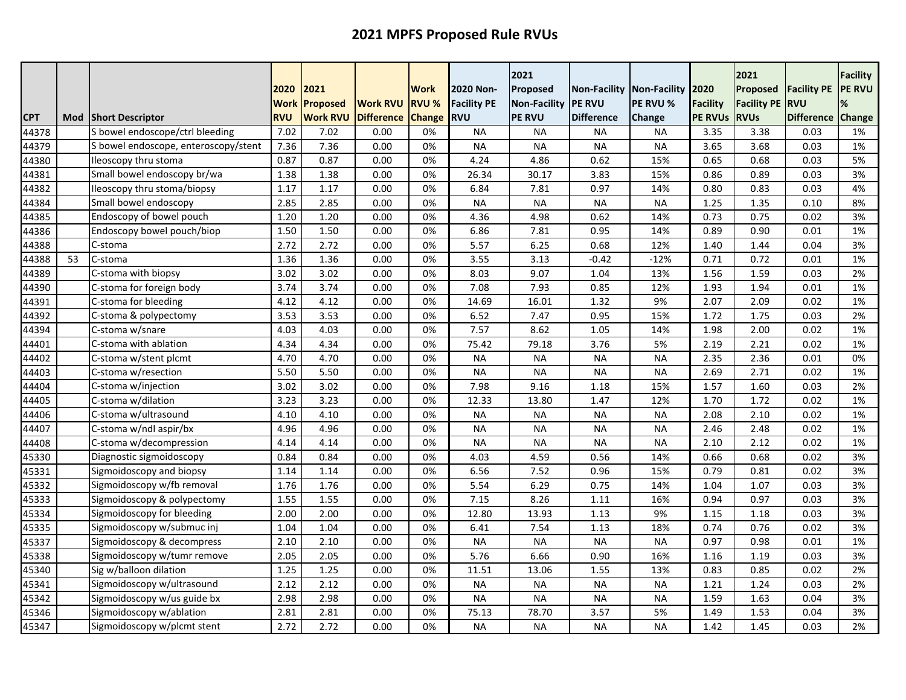# 2021 MPFS Proposed Rule RVUs

| CPT | Mod | Short Descriptor | 2020 Work RVU | 2021 Proposed Work RVU | Work RVU Difference | Work RVU % Change | 2020 Non-Facility PE RVU | 2021 Proposed Non-Facility PE RVU | Non-Facility PE RVU Difference | Non-Facility PE RVU % Change | 2020 Facility PE RVUs | 2021 Proposed Facility PE RVUs | Facility PE RVU Difference | Facility PE RVU % Change |
|---|---|---|---|---|---|---|---|---|---|---|---|---|---|---|
| 44378 | | S bowel endoscope/ctrl bleeding | 7.02 | 7.02 | 0.00 | 0% | NA | NA | NA | NA | 3.35 | 3.38 | 0.03 | 1% |
| 44379 | | S bowel endoscope, enteroscopy/stent | 7.36 | 7.36 | 0.00 | 0% | NA | NA | NA | NA | 3.65 | 3.68 | 0.03 | 1% |
| 44380 | | Ileoscopy thru stoma | 0.87 | 0.87 | 0.00 | 0% | 4.24 | 4.86 | 0.62 | 15% | 0.65 | 0.68 | 0.03 | 5% |
| 44381 | | Small bowel endoscopy br/wa | 1.38 | 1.38 | 0.00 | 0% | 26.34 | 30.17 | 3.83 | 15% | 0.86 | 0.89 | 0.03 | 3% |
| 44382 | | Ileoscopy thru stoma/biopsy | 1.17 | 1.17 | 0.00 | 0% | 6.84 | 7.81 | 0.97 | 14% | 0.80 | 0.83 | 0.03 | 4% |
| 44384 | | Small bowel endoscopy | 2.85 | 2.85 | 0.00 | 0% | NA | NA | NA | NA | 1.25 | 1.35 | 0.10 | 8% |
| 44385 | | Endoscopy of bowel pouch | 1.20 | 1.20 | 0.00 | 0% | 4.36 | 4.98 | 0.62 | 14% | 0.73 | 0.75 | 0.02 | 3% |
| 44386 | | Endoscopy bowel pouch/biop | 1.50 | 1.50 | 0.00 | 0% | 6.86 | 7.81 | 0.95 | 14% | 0.89 | 0.90 | 0.01 | 1% |
| 44388 | | C-stoma | 2.72 | 2.72 | 0.00 | 0% | 5.57 | 6.25 | 0.68 | 12% | 1.40 | 1.44 | 0.04 | 3% |
| 44388 | 53 | C-stoma | 1.36 | 1.36 | 0.00 | 0% | 3.55 | 3.13 | -0.42 | -12% | 0.71 | 0.72 | 0.01 | 1% |
| 44389 | | C-stoma with biopsy | 3.02 | 3.02 | 0.00 | 0% | 8.03 | 9.07 | 1.04 | 13% | 1.56 | 1.59 | 0.03 | 2% |
| 44390 | | C-stoma for foreign body | 3.74 | 3.74 | 0.00 | 0% | 7.08 | 7.93 | 0.85 | 12% | 1.93 | 1.94 | 0.01 | 1% |
| 44391 | | C-stoma for bleeding | 4.12 | 4.12 | 0.00 | 0% | 14.69 | 16.01 | 1.32 | 9% | 2.07 | 2.09 | 0.02 | 1% |
| 44392 | | C-stoma & polypectomy | 3.53 | 3.53 | 0.00 | 0% | 6.52 | 7.47 | 0.95 | 15% | 1.72 | 1.75 | 0.03 | 2% |
| 44394 | | C-stoma w/snare | 4.03 | 4.03 | 0.00 | 0% | 7.57 | 8.62 | 1.05 | 14% | 1.98 | 2.00 | 0.02 | 1% |
| 44401 | | C-stoma with ablation | 4.34 | 4.34 | 0.00 | 0% | 75.42 | 79.18 | 3.76 | 5% | 2.19 | 2.21 | 0.02 | 1% |
| 44402 | | C-stoma w/stent plcmt | 4.70 | 4.70 | 0.00 | 0% | NA | NA | NA | NA | 2.35 | 2.36 | 0.01 | 0% |
| 44403 | | C-stoma w/resection | 5.50 | 5.50 | 0.00 | 0% | NA | NA | NA | NA | 2.69 | 2.71 | 0.02 | 1% |
| 44404 | | C-stoma w/injection | 3.02 | 3.02 | 0.00 | 0% | 7.98 | 9.16 | 1.18 | 15% | 1.57 | 1.60 | 0.03 | 2% |
| 44405 | | C-stoma w/dilation | 3.23 | 3.23 | 0.00 | 0% | 12.33 | 13.80 | 1.47 | 12% | 1.70 | 1.72 | 0.02 | 1% |
| 44406 | | C-stoma w/ultrasound | 4.10 | 4.10 | 0.00 | 0% | NA | NA | NA | NA | 2.08 | 2.10 | 0.02 | 1% |
| 44407 | | C-stoma w/ndl aspir/bx | 4.96 | 4.96 | 0.00 | 0% | NA | NA | NA | NA | 2.46 | 2.48 | 0.02 | 1% |
| 44408 | | C-stoma w/decompression | 4.14 | 4.14 | 0.00 | 0% | NA | NA | NA | NA | 2.10 | 2.12 | 0.02 | 1% |
| 45330 | | Diagnostic sigmoidoscopy | 0.84 | 0.84 | 0.00 | 0% | 4.03 | 4.59 | 0.56 | 14% | 0.66 | 0.68 | 0.02 | 3% |
| 45331 | | Sigmoidoscopy and biopsy | 1.14 | 1.14 | 0.00 | 0% | 6.56 | 7.52 | 0.96 | 15% | 0.79 | 0.81 | 0.02 | 3% |
| 45332 | | Sigmoidoscopy w/fb removal | 1.76 | 1.76 | 0.00 | 0% | 5.54 | 6.29 | 0.75 | 14% | 1.04 | 1.07 | 0.03 | 3% |
| 45333 | | Sigmoidoscopy & polypectomy | 1.55 | 1.55 | 0.00 | 0% | 7.15 | 8.26 | 1.11 | 16% | 0.94 | 0.97 | 0.03 | 3% |
| 45334 | | Sigmoidoscopy for bleeding | 2.00 | 2.00 | 0.00 | 0% | 12.80 | 13.93 | 1.13 | 9% | 1.15 | 1.18 | 0.03 | 3% |
| 45335 | | Sigmoidoscopy w/submuc inj | 1.04 | 1.04 | 0.00 | 0% | 6.41 | 7.54 | 1.13 | 18% | 0.74 | 0.76 | 0.02 | 3% |
| 45337 | | Sigmoidoscopy & decompress | 2.10 | 2.10 | 0.00 | 0% | NA | NA | NA | NA | 0.97 | 0.98 | 0.01 | 1% |
| 45338 | | Sigmoidoscopy w/tumr remove | 2.05 | 2.05 | 0.00 | 0% | 5.76 | 6.66 | 0.90 | 16% | 1.16 | 1.19 | 0.03 | 3% |
| 45340 | | Sig w/balloon dilation | 1.25 | 1.25 | 0.00 | 0% | 11.51 | 13.06 | 1.55 | 13% | 0.83 | 0.85 | 0.02 | 2% |
| 45341 | | Sigmoidoscopy w/ultrasound | 2.12 | 2.12 | 0.00 | 0% | NA | NA | NA | NA | 1.21 | 1.24 | 0.03 | 2% |
| 45342 | | Sigmoidoscopy w/us guide bx | 2.98 | 2.98 | 0.00 | 0% | NA | NA | NA | NA | 1.59 | 1.63 | 0.04 | 3% |
| 45346 | | Sigmoidoscopy w/ablation | 2.81 | 2.81 | 0.00 | 0% | 75.13 | 78.70 | 3.57 | 5% | 1.49 | 1.53 | 0.04 | 3% |
| 45347 | | Sigmoidoscopy w/plcmt stent | 2.72 | 2.72 | 0.00 | 0% | NA | NA | NA | NA | 1.42 | 1.45 | 0.03 | 2% |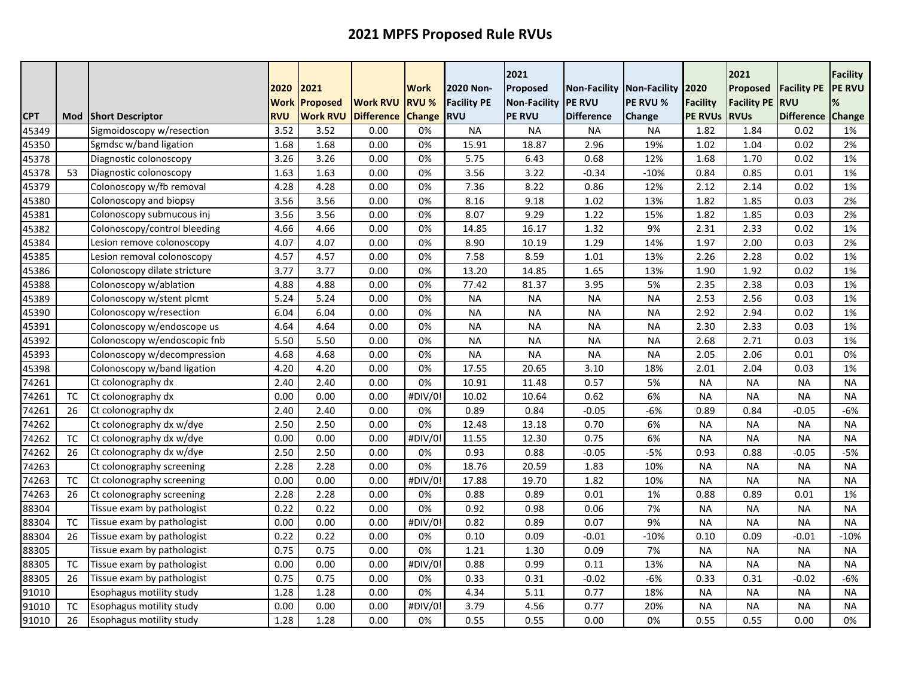# 2021 MPFS Proposed Rule RVUs

| CPT | Mod | Short Descriptor | 2020 Work RVU | 2021 Proposed Work RVU | Work RVU Difference | Work RVU % Change | 2020 Non-Facility PE RVU | 2021 Proposed Non-Facility PE RVU | Non-Facility PE RVU Difference | Non-Facility PE RVU % Change | 2020 Facility PE RVUs | 2021 Proposed Facility PE RVUs | Facility PE RVU Difference | Facility PE RVU % Change |
|---|---|---|---|---|---|---|---|---|---|---|---|---|---|---|
| 45349 | | Sigmoidoscopy w/resection | 3.52 | 3.52 | 0.00 | 0% | NA | NA | NA | NA | 1.82 | 1.84 | 0.02 | 1% |
| 45350 | | Sgmdsc w/band ligation | 1.68 | 1.68 | 0.00 | 0% | 15.91 | 18.87 | 2.96 | 19% | 1.02 | 1.04 | 0.02 | 2% |
| 45378 | | Diagnostic colonoscopy | 3.26 | 3.26 | 0.00 | 0% | 5.75 | 6.43 | 0.68 | 12% | 1.68 | 1.70 | 0.02 | 1% |
| 45378 | 53 | Diagnostic colonoscopy | 1.63 | 1.63 | 0.00 | 0% | 3.56 | 3.22 | -0.34 | -10% | 0.84 | 0.85 | 0.01 | 1% |
| 45379 | | Colonoscopy w/fb removal | 4.28 | 4.28 | 0.00 | 0% | 7.36 | 8.22 | 0.86 | 12% | 2.12 | 2.14 | 0.02 | 1% |
| 45380 | | Colonoscopy and biopsy | 3.56 | 3.56 | 0.00 | 0% | 8.16 | 9.18 | 1.02 | 13% | 1.82 | 1.85 | 0.03 | 2% |
| 45381 | | Colonoscopy submucous inj | 3.56 | 3.56 | 0.00 | 0% | 8.07 | 9.29 | 1.22 | 15% | 1.82 | 1.85 | 0.03 | 2% |
| 45382 | | Colonoscopy/control bleeding | 4.66 | 4.66 | 0.00 | 0% | 14.85 | 16.17 | 1.32 | 9% | 2.31 | 2.33 | 0.02 | 1% |
| 45384 | | Lesion remove colonoscopy | 4.07 | 4.07 | 0.00 | 0% | 8.90 | 10.19 | 1.29 | 14% | 1.97 | 2.00 | 0.03 | 2% |
| 45385 | | Lesion removal colonoscopy | 4.57 | 4.57 | 0.00 | 0% | 7.58 | 8.59 | 1.01 | 13% | 2.26 | 2.28 | 0.02 | 1% |
| 45386 | | Colonoscopy dilate stricture | 3.77 | 3.77 | 0.00 | 0% | 13.20 | 14.85 | 1.65 | 13% | 1.90 | 1.92 | 0.02 | 1% |
| 45388 | | Colonoscopy w/ablation | 4.88 | 4.88 | 0.00 | 0% | 77.42 | 81.37 | 3.95 | 5% | 2.35 | 2.38 | 0.03 | 1% |
| 45389 | | Colonoscopy w/stent plcmt | 5.24 | 5.24 | 0.00 | 0% | NA | NA | NA | NA | 2.53 | 2.56 | 0.03 | 1% |
| 45390 | | Colonoscopy w/resection | 6.04 | 6.04 | 0.00 | 0% | NA | NA | NA | NA | 2.92 | 2.94 | 0.02 | 1% |
| 45391 | | Colonoscopy w/endoscope us | 4.64 | 4.64 | 0.00 | 0% | NA | NA | NA | NA | 2.30 | 2.33 | 0.03 | 1% |
| 45392 | | Colonoscopy w/endoscopic fnb | 5.50 | 5.50 | 0.00 | 0% | NA | NA | NA | NA | 2.68 | 2.71 | 0.03 | 1% |
| 45393 | | Colonoscopy w/decompression | 4.68 | 4.68 | 0.00 | 0% | NA | NA | NA | NA | 2.05 | 2.06 | 0.01 | 0% |
| 45398 | | Colonoscopy w/band ligation | 4.20 | 4.20 | 0.00 | 0% | 17.55 | 20.65 | 3.10 | 18% | 2.01 | 2.04 | 0.03 | 1% |
| 74261 | | Ct colonography dx | 2.40 | 2.40 | 0.00 | 0% | 10.91 | 11.48 | 0.57 | 5% | NA | NA | NA | NA |
| 74261 | TC | Ct colonography dx | 0.00 | 0.00 | 0.00 | #DIV/0! | 10.02 | 10.64 | 0.62 | 6% | NA | NA | NA | NA |
| 74261 | 26 | Ct colonography dx | 2.40 | 2.40 | 0.00 | 0% | 0.89 | 0.84 | -0.05 | -6% | 0.89 | 0.84 | -0.05 | -6% |
| 74262 | | Ct colonography dx w/dye | 2.50 | 2.50 | 0.00 | 0% | 12.48 | 13.18 | 0.70 | 6% | NA | NA | NA | NA |
| 74262 | TC | Ct colonography dx w/dye | 0.00 | 0.00 | 0.00 | #DIV/0! | 11.55 | 12.30 | 0.75 | 6% | NA | NA | NA | NA |
| 74262 | 26 | Ct colonography dx w/dye | 2.50 | 2.50 | 0.00 | 0% | 0.93 | 0.88 | -0.05 | -5% | 0.93 | 0.88 | -0.05 | -5% |
| 74263 | | Ct colonography screening | 2.28 | 2.28 | 0.00 | 0% | 18.76 | 20.59 | 1.83 | 10% | NA | NA | NA | NA |
| 74263 | TC | Ct colonography screening | 0.00 | 0.00 | 0.00 | #DIV/0! | 17.88 | 19.70 | 1.82 | 10% | NA | NA | NA | NA |
| 74263 | 26 | Ct colonography screening | 2.28 | 2.28 | 0.00 | 0% | 0.88 | 0.89 | 0.01 | 1% | 0.88 | 0.89 | 0.01 | 1% |
| 88304 | | Tissue exam by pathologist | 0.22 | 0.22 | 0.00 | 0% | 0.92 | 0.98 | 0.06 | 7% | NA | NA | NA | NA |
| 88304 | TC | Tissue exam by pathologist | 0.00 | 0.00 | 0.00 | #DIV/0! | 0.82 | 0.89 | 0.07 | 9% | NA | NA | NA | NA |
| 88304 | 26 | Tissue exam by pathologist | 0.22 | 0.22 | 0.00 | 0% | 0.10 | 0.09 | -0.01 | -10% | 0.10 | 0.09 | -0.01 | -10% |
| 88305 | | Tissue exam by pathologist | 0.75 | 0.75 | 0.00 | 0% | 1.21 | 1.30 | 0.09 | 7% | NA | NA | NA | NA |
| 88305 | TC | Tissue exam by pathologist | 0.00 | 0.00 | 0.00 | #DIV/0! | 0.88 | 0.99 | 0.11 | 13% | NA | NA | NA | NA |
| 88305 | 26 | Tissue exam by pathologist | 0.75 | 0.75 | 0.00 | 0% | 0.33 | 0.31 | -0.02 | -6% | 0.33 | 0.31 | -0.02 | -6% |
| 91010 | | Esophagus motility study | 1.28 | 1.28 | 0.00 | 0% | 4.34 | 5.11 | 0.77 | 18% | NA | NA | NA | NA |
| 91010 | TC | Esophagus motility study | 0.00 | 0.00 | 0.00 | #DIV/0! | 3.79 | 4.56 | 0.77 | 20% | NA | NA | NA | NA |
| 91010 | 26 | Esophagus motility study | 1.28 | 1.28 | 0.00 | 0% | 0.55 | 0.55 | 0.00 | 0% | 0.55 | 0.55 | 0.00 | 0% |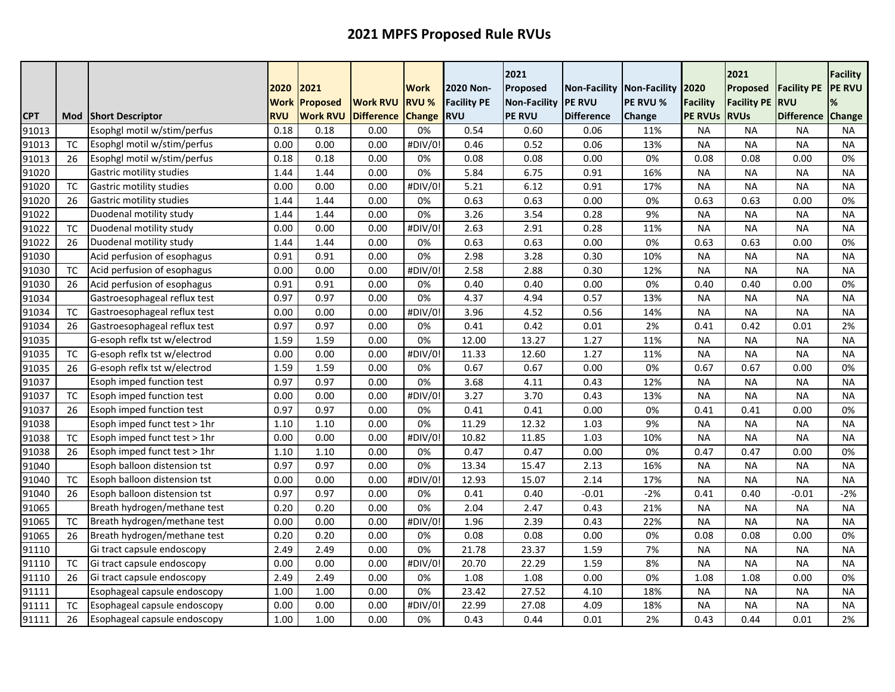# 2021 MPFS Proposed Rule RVUs

| CPT | Mod | Short Descriptor | 2020 Work RVU | 2021 Proposed Work RVU | Work RVU Difference | Work RVU % Change | 2020 Non-Facility PE RVU | 2021 Proposed Non-Facility PE RVU | Non-Facility PE RVU Difference | Non-Facility PE RVU % Change | 2020 Facility PE RVUs | 2021 Proposed Facility PE RVUs | Facility PE RVU Difference | Facility PE RVU % Change |
|---|---|---|---|---|---|---|---|---|---|---|---|---|---|---|
| 91013 | | Esophgl motil w/stim/perfus | 0.18 | 0.18 | 0.00 | 0% | 0.54 | 0.60 | 0.06 | 11% | NA | NA | NA | NA |
| 91013 | TC | Esophgl motil w/stim/perfus | 0.00 | 0.00 | 0.00 | #DIV/0! | 0.46 | 0.52 | 0.06 | 13% | NA | NA | NA | NA |
| 91013 | 26 | Esophgl motil w/stim/perfus | 0.18 | 0.18 | 0.00 | 0% | 0.08 | 0.08 | 0.00 | 0% | 0.08 | 0.08 | 0.00 | 0% |
| 91020 | | Gastric motility studies | 1.44 | 1.44 | 0.00 | 0% | 5.84 | 6.75 | 0.91 | 16% | NA | NA | NA | NA |
| 91020 | TC | Gastric motility studies | 0.00 | 0.00 | 0.00 | #DIV/0! | 5.21 | 6.12 | 0.91 | 17% | NA | NA | NA | NA |
| 91020 | 26 | Gastric motility studies | 1.44 | 1.44 | 0.00 | 0% | 0.63 | 0.63 | 0.00 | 0% | 0.63 | 0.63 | 0.00 | 0% |
| 91022 | | Duodenal motility study | 1.44 | 1.44 | 0.00 | 0% | 3.26 | 3.54 | 0.28 | 9% | NA | NA | NA | NA |
| 91022 | TC | Duodenal motility study | 0.00 | 0.00 | 0.00 | #DIV/0! | 2.63 | 2.91 | 0.28 | 11% | NA | NA | NA | NA |
| 91022 | 26 | Duodenal motility study | 1.44 | 1.44 | 0.00 | 0% | 0.63 | 0.63 | 0.00 | 0% | 0.63 | 0.63 | 0.00 | 0% |
| 91030 | | Acid perfusion of esophagus | 0.91 | 0.91 | 0.00 | 0% | 2.98 | 3.28 | 0.30 | 10% | NA | NA | NA | NA |
| 91030 | TC | Acid perfusion of esophagus | 0.00 | 0.00 | 0.00 | #DIV/0! | 2.58 | 2.88 | 0.30 | 12% | NA | NA | NA | NA |
| 91030 | 26 | Acid perfusion of esophagus | 0.91 | 0.91 | 0.00 | 0% | 0.40 | 0.40 | 0.00 | 0% | 0.40 | 0.40 | 0.00 | 0% |
| 91034 | | Gastroesophageal reflux test | 0.97 | 0.97 | 0.00 | 0% | 4.37 | 4.94 | 0.57 | 13% | NA | NA | NA | NA |
| 91034 | TC | Gastroesophageal reflux test | 0.00 | 0.00 | 0.00 | #DIV/0! | 3.96 | 4.52 | 0.56 | 14% | NA | NA | NA | NA |
| 91034 | 26 | Gastroesophageal reflux test | 0.97 | 0.97 | 0.00 | 0% | 0.41 | 0.42 | 0.01 | 2% | 0.41 | 0.42 | 0.01 | 2% |
| 91035 | | G-esoph reflx tst w/electrod | 1.59 | 1.59 | 0.00 | 0% | 12.00 | 13.27 | 1.27 | 11% | NA | NA | NA | NA |
| 91035 | TC | G-esoph reflx tst w/electrod | 0.00 | 0.00 | 0.00 | #DIV/0! | 11.33 | 12.60 | 1.27 | 11% | NA | NA | NA | NA |
| 91035 | 26 | G-esoph reflx tst w/electrod | 1.59 | 1.59 | 0.00 | 0% | 0.67 | 0.67 | 0.00 | 0% | 0.67 | 0.67 | 0.00 | 0% |
| 91037 | | Esoph imped function test | 0.97 | 0.97 | 0.00 | 0% | 3.68 | 4.11 | 0.43 | 12% | NA | NA | NA | NA |
| 91037 | TC | Esoph imped function test | 0.00 | 0.00 | 0.00 | #DIV/0! | 3.27 | 3.70 | 0.43 | 13% | NA | NA | NA | NA |
| 91037 | 26 | Esoph imped function test | 0.97 | 0.97 | 0.00 | 0% | 0.41 | 0.41 | 0.00 | 0% | 0.41 | 0.41 | 0.00 | 0% |
| 91038 | | Esoph imped funct test > 1hr | 1.10 | 1.10 | 0.00 | 0% | 11.29 | 12.32 | 1.03 | 9% | NA | NA | NA | NA |
| 91038 | TC | Esoph imped funct test > 1hr | 0.00 | 0.00 | 0.00 | #DIV/0! | 10.82 | 11.85 | 1.03 | 10% | NA | NA | NA | NA |
| 91038 | 26 | Esoph imped funct test > 1hr | 1.10 | 1.10 | 0.00 | 0% | 0.47 | 0.47 | 0.00 | 0% | 0.47 | 0.47 | 0.00 | 0% |
| 91040 | | Esoph balloon distension tst | 0.97 | 0.97 | 0.00 | 0% | 13.34 | 15.47 | 2.13 | 16% | NA | NA | NA | NA |
| 91040 | TC | Esoph balloon distension tst | 0.00 | 0.00 | 0.00 | #DIV/0! | 12.93 | 15.07 | 2.14 | 17% | NA | NA | NA | NA |
| 91040 | 26 | Esoph balloon distension tst | 0.97 | 0.97 | 0.00 | 0% | 0.41 | 0.40 | -0.01 | -2% | 0.41 | 0.40 | -0.01 | -2% |
| 91065 | | Breath hydrogen/methane test | 0.20 | 0.20 | 0.00 | 0% | 2.04 | 2.47 | 0.43 | 21% | NA | NA | NA | NA |
| 91065 | TC | Breath hydrogen/methane test | 0.00 | 0.00 | 0.00 | #DIV/0! | 1.96 | 2.39 | 0.43 | 22% | NA | NA | NA | NA |
| 91065 | 26 | Breath hydrogen/methane test | 0.20 | 0.20 | 0.00 | 0% | 0.08 | 0.08 | 0.00 | 0% | 0.08 | 0.08 | 0.00 | 0% |
| 91110 | | Gi tract capsule endoscopy | 2.49 | 2.49 | 0.00 | 0% | 21.78 | 23.37 | 1.59 | 7% | NA | NA | NA | NA |
| 91110 | TC | Gi tract capsule endoscopy | 0.00 | 0.00 | 0.00 | #DIV/0! | 20.70 | 22.29 | 1.59 | 8% | NA | NA | NA | NA |
| 91110 | 26 | Gi tract capsule endoscopy | 2.49 | 2.49 | 0.00 | 0% | 1.08 | 1.08 | 0.00 | 0% | 1.08 | 1.08 | 0.00 | 0% |
| 91111 | | Esophageal capsule endoscopy | 1.00 | 1.00 | 0.00 | 0% | 23.42 | 27.52 | 4.10 | 18% | NA | NA | NA | NA |
| 91111 | TC | Esophageal capsule endoscopy | 0.00 | 0.00 | 0.00 | #DIV/0! | 22.99 | 27.08 | 4.09 | 18% | NA | NA | NA | NA |
| 91111 | 26 | Esophageal capsule endoscopy | 1.00 | 1.00 | 0.00 | 0% | 0.43 | 0.44 | 0.01 | 2% | 0.43 | 0.44 | 0.01 | 2% |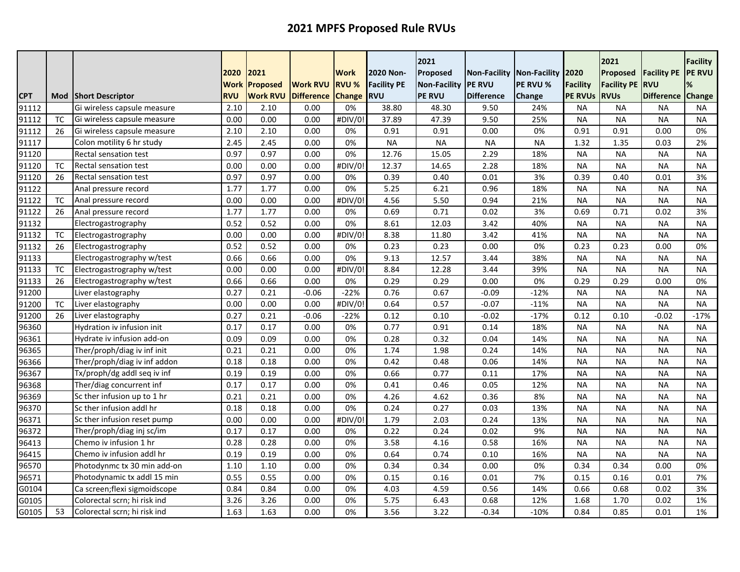# 2021 MPFS Proposed Rule RVUs

| CPT | Mod | Short Descriptor | 2020 Work RVU | 2021 Proposed Work RVU | Work RVU Difference | Work RVU % Change | 2020 Non-Facility PE RVU | 2021 Proposed Non-Facility PE RVU | Non-Facility PE RVU Difference | Non-Facility PE RVU % Change | 2020 Facility PE RVUs | 2021 Proposed Facility PE RVUs | Facility PE RVU Difference | Facility PE RVU % Change |
|---|---|---|---|---|---|---|---|---|---|---|---|---|---|---|
| 91112 | | Gi wireless capsule measure | 2.10 | 2.10 | 0.00 | 0% | 38.80 | 48.30 | 9.50 | 24% | NA | NA | NA | NA |
| 91112 | TC | Gi wireless capsule measure | 0.00 | 0.00 | 0.00 | #DIV/0! | 37.89 | 47.39 | 9.50 | 25% | NA | NA | NA | NA |
| 91112 | 26 | Gi wireless capsule measure | 2.10 | 2.10 | 0.00 | 0% | 0.91 | 0.91 | 0.00 | 0% | 0.91 | 0.91 | 0.00 | 0% |
| 91117 | | Colon motility 6 hr study | 2.45 | 2.45 | 0.00 | 0% | NA | NA | NA | NA | 1.32 | 1.35 | 0.03 | 2% |
| 91120 | | Rectal sensation test | 0.97 | 0.97 | 0.00 | 0% | 12.76 | 15.05 | 2.29 | 18% | NA | NA | NA | NA |
| 91120 | TC | Rectal sensation test | 0.00 | 0.00 | 0.00 | #DIV/0! | 12.37 | 14.65 | 2.28 | 18% | NA | NA | NA | NA |
| 91120 | 26 | Rectal sensation test | 0.97 | 0.97 | 0.00 | 0% | 0.39 | 0.40 | 0.01 | 3% | 0.39 | 0.40 | 0.01 | 3% |
| 91122 | | Anal pressure record | 1.77 | 1.77 | 0.00 | 0% | 5.25 | 6.21 | 0.96 | 18% | NA | NA | NA | NA |
| 91122 | TC | Anal pressure record | 0.00 | 0.00 | 0.00 | #DIV/0! | 4.56 | 5.50 | 0.94 | 21% | NA | NA | NA | NA |
| 91122 | 26 | Anal pressure record | 1.77 | 1.77 | 0.00 | 0% | 0.69 | 0.71 | 0.02 | 3% | 0.69 | 0.71 | 0.02 | 3% |
| 91132 | | Electrogastrography | 0.52 | 0.52 | 0.00 | 0% | 8.61 | 12.03 | 3.42 | 40% | NA | NA | NA | NA |
| 91132 | TC | Electrogastrography | 0.00 | 0.00 | 0.00 | #DIV/0! | 8.38 | 11.80 | 3.42 | 41% | NA | NA | NA | NA |
| 91132 | 26 | Electrogastrography | 0.52 | 0.52 | 0.00 | 0% | 0.23 | 0.23 | 0.00 | 0% | 0.23 | 0.23 | 0.00 | 0% |
| 91133 | | Electrogastrography w/test | 0.66 | 0.66 | 0.00 | 0% | 9.13 | 12.57 | 3.44 | 38% | NA | NA | NA | NA |
| 91133 | TC | Electrogastrography w/test | 0.00 | 0.00 | 0.00 | #DIV/0! | 8.84 | 12.28 | 3.44 | 39% | NA | NA | NA | NA |
| 91133 | 26 | Electrogastrography w/test | 0.66 | 0.66 | 0.00 | 0% | 0.29 | 0.29 | 0.00 | 0% | 0.29 | 0.29 | 0.00 | 0% |
| 91200 | | Liver elastography | 0.27 | 0.21 | -0.06 | -22% | 0.76 | 0.67 | -0.09 | -12% | NA | NA | NA | NA |
| 91200 | TC | Liver elastography | 0.00 | 0.00 | 0.00 | #DIV/0! | 0.64 | 0.57 | -0.07 | -11% | NA | NA | NA | NA |
| 91200 | 26 | Liver elastography | 0.27 | 0.21 | -0.06 | -22% | 0.12 | 0.10 | -0.02 | -17% | 0.12 | 0.10 | -0.02 | -17% |
| 96360 | | Hydration iv infusion init | 0.17 | 0.17 | 0.00 | 0% | 0.77 | 0.91 | 0.14 | 18% | NA | NA | NA | NA |
| 96361 | | Hydrate iv infusion add-on | 0.09 | 0.09 | 0.00 | 0% | 0.28 | 0.32 | 0.04 | 14% | NA | NA | NA | NA |
| 96365 | | Ther/proph/diag iv inf init | 0.21 | 0.21 | 0.00 | 0% | 1.74 | 1.98 | 0.24 | 14% | NA | NA | NA | NA |
| 96366 | | Ther/proph/diag iv inf addon | 0.18 | 0.18 | 0.00 | 0% | 0.42 | 0.48 | 0.06 | 14% | NA | NA | NA | NA |
| 96367 | | Tx/proph/dg addl seq iv inf | 0.19 | 0.19 | 0.00 | 0% | 0.66 | 0.77 | 0.11 | 17% | NA | NA | NA | NA |
| 96368 | | Ther/diag concurrent inf | 0.17 | 0.17 | 0.00 | 0% | 0.41 | 0.46 | 0.05 | 12% | NA | NA | NA | NA |
| 96369 | | Sc ther infusion up to 1 hr | 0.21 | 0.21 | 0.00 | 0% | 4.26 | 4.62 | 0.36 | 8% | NA | NA | NA | NA |
| 96370 | | Sc ther infusion addl hr | 0.18 | 0.18 | 0.00 | 0% | 0.24 | 0.27 | 0.03 | 13% | NA | NA | NA | NA |
| 96371 | | Sc ther infusion reset pump | 0.00 | 0.00 | 0.00 | #DIV/0! | 1.79 | 2.03 | 0.24 | 13% | NA | NA | NA | NA |
| 96372 | | Ther/proph/diag inj sc/im | 0.17 | 0.17 | 0.00 | 0% | 0.22 | 0.24 | 0.02 | 9% | NA | NA | NA | NA |
| 96413 | | Chemo iv infusion 1 hr | 0.28 | 0.28 | 0.00 | 0% | 3.58 | 4.16 | 0.58 | 16% | NA | NA | NA | NA |
| 96415 | | Chemo iv infusion addl hr | 0.19 | 0.19 | 0.00 | 0% | 0.64 | 0.74 | 0.10 | 16% | NA | NA | NA | NA |
| 96570 | | Photodynmc tx 30 min add-on | 1.10 | 1.10 | 0.00 | 0% | 0.34 | 0.34 | 0.00 | 0% | 0.34 | 0.34 | 0.00 | 0% |
| 96571 | | Photodynamic tx addl 15 min | 0.55 | 0.55 | 0.00 | 0% | 0.15 | 0.16 | 0.01 | 7% | 0.15 | 0.16 | 0.01 | 7% |
| G0104 | | Ca screen;flexi sigmoidscope | 0.84 | 0.84 | 0.00 | 0% | 4.03 | 4.59 | 0.56 | 14% | 0.66 | 0.68 | 0.02 | 3% |
| G0105 | | Colorectal scrn; hi risk ind | 3.26 | 3.26 | 0.00 | 0% | 5.75 | 6.43 | 0.68 | 12% | 1.68 | 1.70 | 0.02 | 1% |
| G0105 | 53 | Colorectal scrn; hi risk ind | 1.63 | 1.63 | 0.00 | 0% | 3.56 | 3.22 | -0.34 | -10% | 0.84 | 0.85 | 0.01 | 1% |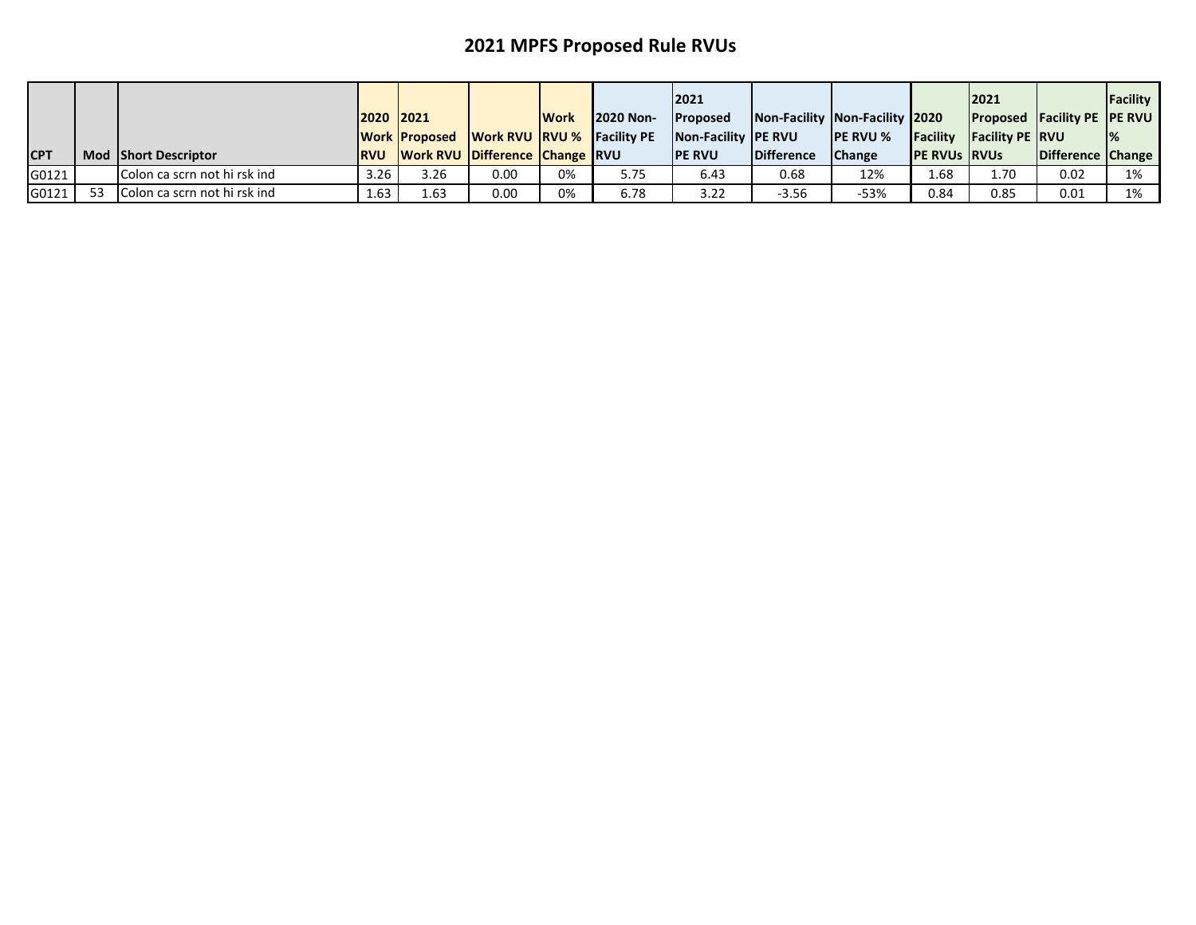# 2021 MPFS Proposed Rule RVUs

| CPT | Mod | Short Descriptor | 2020 Work RVU | 2021 Proposed Work RVU | Work RVU Difference | Work RVU % Change | 2020 Non-Facility PE RVU | 2021 Proposed Non-Facility PE RVU | Non-Facility PE RVU Difference | Non-Facility PE RVU % Change | 2020 Facility PE RVUs | 2021 Proposed Facility PE RVUs | Facility PE RVU Difference | Facility PE RVU % Change |
|---|---|---|---|---|---|---|---|---|---|---|---|---|---|---|
| G0121 | | Colon ca scrn not hi rsk ind | 3.26 | 3.26 | 0.00 | 0% | 5.75 | 6.43 | 0.68 | 12% | 1.68 | 1.70 | 0.02 | 1% |
| G0121 | 53 | Colon ca scrn not hi rsk ind | 1.63 | 1.63 | 0.00 | 0% | 6.78 | 3.22 | -3.56 | -53% | 0.84 | 0.85 | 0.01 | 1% |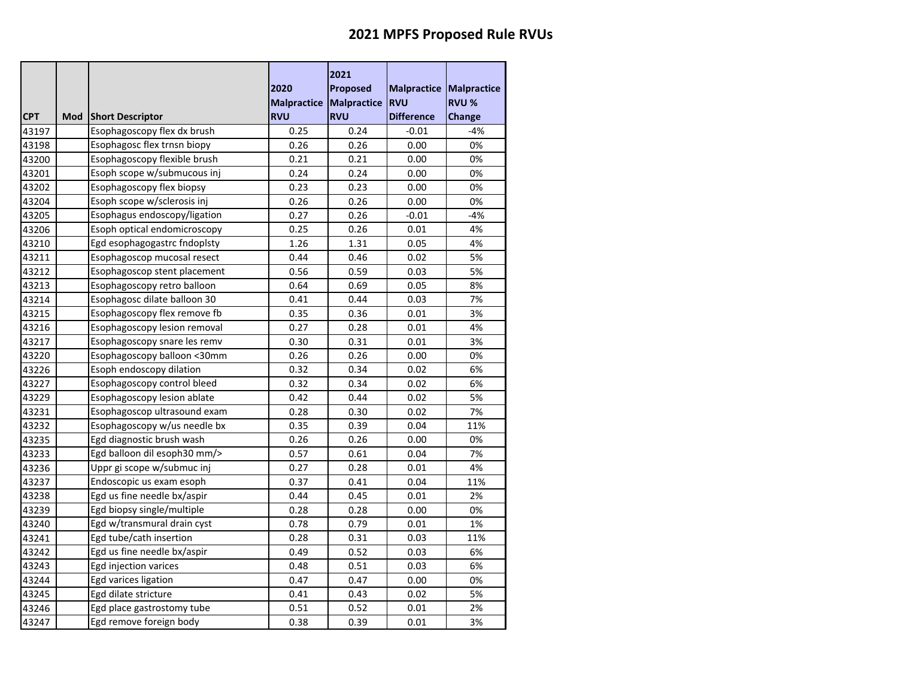# 2021 MPFS Proposed Rule RVUs

| CPT | Mod | Short Descriptor | 2020 Malpractice RVU | 2021 Proposed Malpractice RVU | Malpractice RVU Difference | Malpractice RVU % Change |
|---|---|---|---|---|---|---|
| 43197 | | Esophagoscopy flex dx brush | 0.25 | 0.24 | -0.01 | -4% |
| 43198 | | Esophagosc flex trnsn biopy | 0.26 | 0.26 | 0.00 | 0% |
| 43200 | | Esophagoscopy flexible brush | 0.21 | 0.21 | 0.00 | 0% |
| 43201 | | Esoph scope w/submucous inj | 0.24 | 0.24 | 0.00 | 0% |
| 43202 | | Esophagoscopy flex biopsy | 0.23 | 0.23 | 0.00 | 0% |
| 43204 | | Esoph scope w/sclerosis inj | 0.26 | 0.26 | 0.00 | 0% |
| 43205 | | Esophagus endoscopy/ligation | 0.27 | 0.26 | -0.01 | -4% |
| 43206 | | Esoph optical endomicroscopy | 0.25 | 0.26 | 0.01 | 4% |
| 43210 | | Egd esophagogastrc fndoplsty | 1.26 | 1.31 | 0.05 | 4% |
| 43211 | | Esophagoscop mucosal resect | 0.44 | 0.46 | 0.02 | 5% |
| 43212 | | Esophagoscop stent placement | 0.56 | 0.59 | 0.03 | 5% |
| 43213 | | Esophagoscopy retro balloon | 0.64 | 0.69 | 0.05 | 8% |
| 43214 | | Esophagosc dilate balloon 30 | 0.41 | 0.44 | 0.03 | 7% |
| 43215 | | Esophagoscopy flex remove fb | 0.35 | 0.36 | 0.01 | 3% |
| 43216 | | Esophagoscopy lesion removal | 0.27 | 0.28 | 0.01 | 4% |
| 43217 | | Esophagoscopy snare les remv | 0.30 | 0.31 | 0.01 | 3% |
| 43220 | | Esophagoscopy balloon <30mm | 0.26 | 0.26 | 0.00 | 0% |
| 43226 | | Esoph endoscopy dilation | 0.32 | 0.34 | 0.02 | 6% |
| 43227 | | Esophagoscopy control bleed | 0.32 | 0.34 | 0.02 | 6% |
| 43229 | | Esophagoscopy lesion ablate | 0.42 | 0.44 | 0.02 | 5% |
| 43231 | | Esophagoscop ultrasound exam | 0.28 | 0.30 | 0.02 | 7% |
| 43232 | | Esophagoscopy w/us needle bx | 0.35 | 0.39 | 0.04 | 11% |
| 43235 | | Egd diagnostic brush wash | 0.26 | 0.26 | 0.00 | 0% |
| 43233 | | Egd balloon dil esoph30 mm/> | 0.57 | 0.61 | 0.04 | 7% |
| 43236 | | Uppr gi scope w/submuc inj | 0.27 | 0.28 | 0.01 | 4% |
| 43237 | | Endoscopic us exam esoph | 0.37 | 0.41 | 0.04 | 11% |
| 43238 | | Egd us fine needle bx/aspir | 0.44 | 0.45 | 0.01 | 2% |
| 43239 | | Egd biopsy single/multiple | 0.28 | 0.28 | 0.00 | 0% |
| 43240 | | Egd w/transmural drain cyst | 0.78 | 0.79 | 0.01 | 1% |
| 43241 | | Egd tube/cath insertion | 0.28 | 0.31 | 0.03 | 11% |
| 43242 | | Egd us fine needle bx/aspir | 0.49 | 0.52 | 0.03 | 6% |
| 43243 | | Egd injection varices | 0.48 | 0.51 | 0.03 | 6% |
| 43244 | | Egd varices ligation | 0.47 | 0.47 | 0.00 | 0% |
| 43245 | | Egd dilate stricture | 0.41 | 0.43 | 0.02 | 5% |
| 43246 | | Egd place gastrostomy tube | 0.51 | 0.52 | 0.01 | 2% |
| 43247 | | Egd remove foreign body | 0.38 | 0.39 | 0.01 | 3% |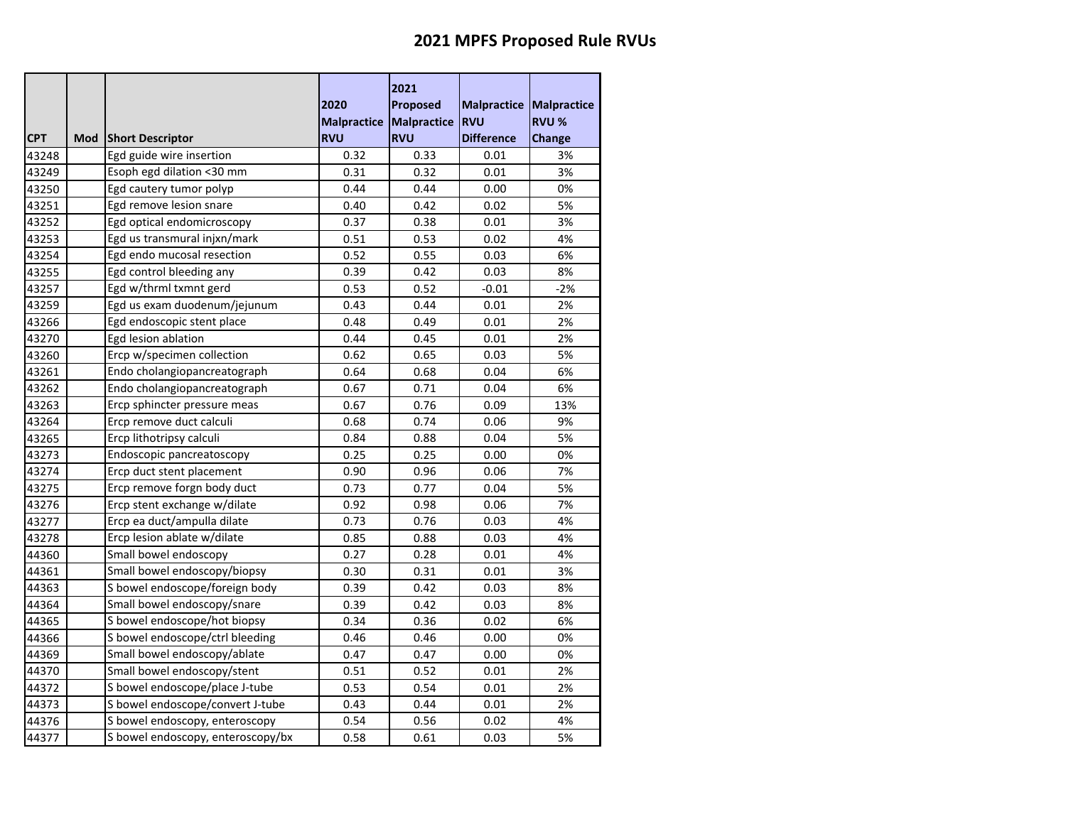# 2021 MPFS Proposed Rule RVUs

| CPT | Mod | Short Descriptor | 2020 Malpractice RVU | 2021 Proposed Malpractice RVU | Malpractice RVU Difference | Malpractice RVU % Change |
|---|---|---|---|---|---|---|
| 43248 | | Egd guide wire insertion | 0.32 | 0.33 | 0.01 | 3% |
| 43249 | | Esoph egd dilation <30 mm | 0.31 | 0.32 | 0.01 | 3% |
| 43250 | | Egd cautery tumor polyp | 0.44 | 0.44 | 0.00 | 0% |
| 43251 | | Egd remove lesion snare | 0.40 | 0.42 | 0.02 | 5% |
| 43252 | | Egd optical endomicroscopy | 0.37 | 0.38 | 0.01 | 3% |
| 43253 | | Egd us transmural injxn/mark | 0.51 | 0.53 | 0.02 | 4% |
| 43254 | | Egd endo mucosal resection | 0.52 | 0.55 | 0.03 | 6% |
| 43255 | | Egd control bleeding any | 0.39 | 0.42 | 0.03 | 8% |
| 43257 | | Egd w/thrml txmnt gerd | 0.53 | 0.52 | -0.01 | -2% |
| 43259 | | Egd us exam duodenum/jejunum | 0.43 | 0.44 | 0.01 | 2% |
| 43266 | | Egd endoscopic stent place | 0.48 | 0.49 | 0.01 | 2% |
| 43270 | | Egd lesion ablation | 0.44 | 0.45 | 0.01 | 2% |
| 43260 | | Ercp w/specimen collection | 0.62 | 0.65 | 0.03 | 5% |
| 43261 | | Endo cholangiopancreatograph | 0.64 | 0.68 | 0.04 | 6% |
| 43262 | | Endo cholangiopancreatograph | 0.67 | 0.71 | 0.04 | 6% |
| 43263 | | Ercp sphincter pressure meas | 0.67 | 0.76 | 0.09 | 13% |
| 43264 | | Ercp remove duct calculi | 0.68 | 0.74 | 0.06 | 9% |
| 43265 | | Ercp lithotripsy calculi | 0.84 | 0.88 | 0.04 | 5% |
| 43273 | | Endoscopic pancreatoscopy | 0.25 | 0.25 | 0.00 | 0% |
| 43274 | | Ercp duct stent placement | 0.90 | 0.96 | 0.06 | 7% |
| 43275 | | Ercp remove forgn body duct | 0.73 | 0.77 | 0.04 | 5% |
| 43276 | | Ercp stent exchange w/dilate | 0.92 | 0.98 | 0.06 | 7% |
| 43277 | | Ercp ea duct/ampulla dilate | 0.73 | 0.76 | 0.03 | 4% |
| 43278 | | Ercp lesion ablate w/dilate | 0.85 | 0.88 | 0.03 | 4% |
| 44360 | | Small bowel endoscopy | 0.27 | 0.28 | 0.01 | 4% |
| 44361 | | Small bowel endoscopy/biopsy | 0.30 | 0.31 | 0.01 | 3% |
| 44363 | | S bowel endoscope/foreign body | 0.39 | 0.42 | 0.03 | 8% |
| 44364 | | Small bowel endoscopy/snare | 0.39 | 0.42 | 0.03 | 8% |
| 44365 | | S bowel endoscope/hot biopsy | 0.34 | 0.36 | 0.02 | 6% |
| 44366 | | S bowel endoscope/ctrl bleeding | 0.46 | 0.46 | 0.00 | 0% |
| 44369 | | Small bowel endoscopy/ablate | 0.47 | 0.47 | 0.00 | 0% |
| 44370 | | Small bowel endoscopy/stent | 0.51 | 0.52 | 0.01 | 2% |
| 44372 | | S bowel endoscope/place J-tube | 0.53 | 0.54 | 0.01 | 2% |
| 44373 | | S bowel endoscope/convert J-tube | 0.43 | 0.44 | 0.01 | 2% |
| 44376 | | S bowel endoscopy, enteroscopy | 0.54 | 0.56 | 0.02 | 4% |
| 44377 | | S bowel endoscopy, enteroscopy/bx | 0.58 | 0.61 | 0.03 | 5% |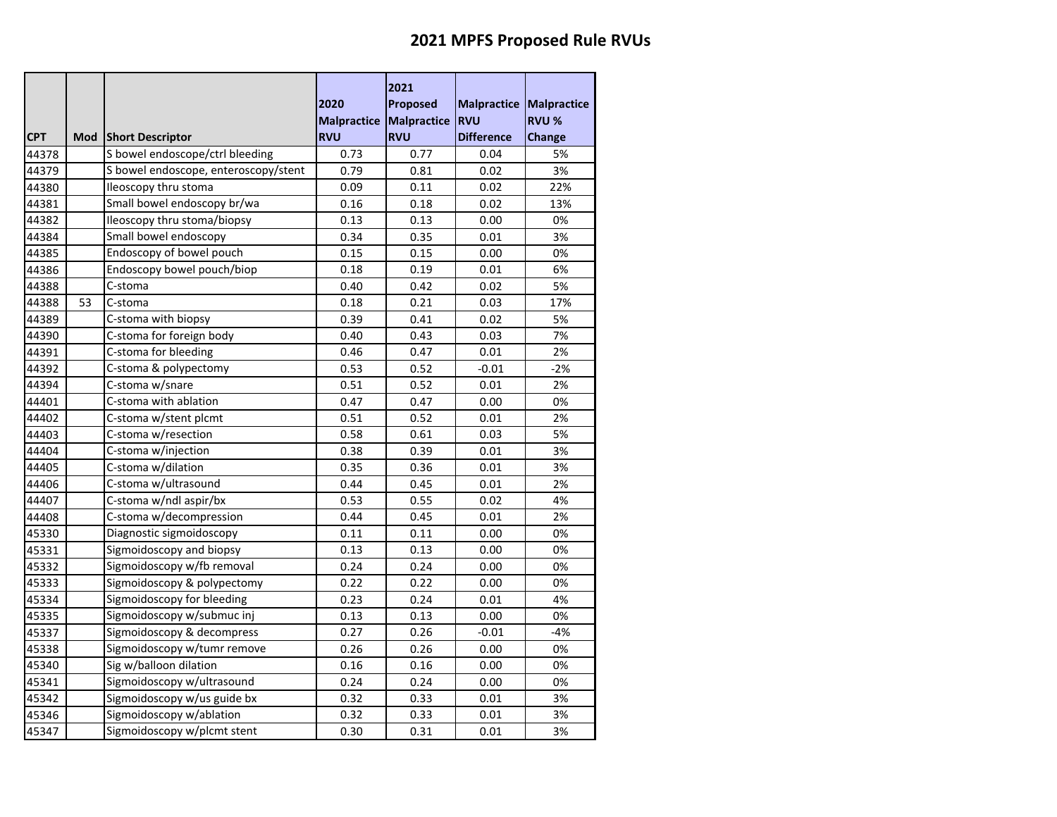# 2021 MPFS Proposed Rule RVUs

| CPT | Mod | Short Descriptor | 2020 Malpractice RVU | 2021 Proposed Malpractice RVU | Malpractice RVU Difference | Malpractice RVU % Change |
|---|---|---|---|---|---|---|
| 44378 | | S bowel endoscope/ctrl bleeding | 0.73 | 0.77 | 0.04 | 5% |
| 44379 | | S bowel endoscope, enteroscopy/stent | 0.79 | 0.81 | 0.02 | 3% |
| 44380 | | Ileoscopy thru stoma | 0.09 | 0.11 | 0.02 | 22% |
| 44381 | | Small bowel endoscopy br/wa | 0.16 | 0.18 | 0.02 | 13% |
| 44382 | | Ileoscopy thru stoma/biopsy | 0.13 | 0.13 | 0.00 | 0% |
| 44384 | | Small bowel endoscopy | 0.34 | 0.35 | 0.01 | 3% |
| 44385 | | Endoscopy of bowel pouch | 0.15 | 0.15 | 0.00 | 0% |
| 44386 | | Endoscopy bowel pouch/biop | 0.18 | 0.19 | 0.01 | 6% |
| 44388 | | C-stoma | 0.40 | 0.42 | 0.02 | 5% |
| 44388 | 53 | C-stoma | 0.18 | 0.21 | 0.03 | 17% |
| 44389 | | C-stoma with biopsy | 0.39 | 0.41 | 0.02 | 5% |
| 44390 | | C-stoma for foreign body | 0.40 | 0.43 | 0.03 | 7% |
| 44391 | | C-stoma for bleeding | 0.46 | 0.47 | 0.01 | 2% |
| 44392 | | C-stoma & polypectomy | 0.53 | 0.52 | -0.01 | -2% |
| 44394 | | C-stoma w/snare | 0.51 | 0.52 | 0.01 | 2% |
| 44401 | | C-stoma with ablation | 0.47 | 0.47 | 0.00 | 0% |
| 44402 | | C-stoma w/stent plcmt | 0.51 | 0.52 | 0.01 | 2% |
| 44403 | | C-stoma w/resection | 0.58 | 0.61 | 0.03 | 5% |
| 44404 | | C-stoma w/injection | 0.38 | 0.39 | 0.01 | 3% |
| 44405 | | C-stoma w/dilation | 0.35 | 0.36 | 0.01 | 3% |
| 44406 | | C-stoma w/ultrasound | 0.44 | 0.45 | 0.01 | 2% |
| 44407 | | C-stoma w/ndl aspir/bx | 0.53 | 0.55 | 0.02 | 4% |
| 44408 | | C-stoma w/decompression | 0.44 | 0.45 | 0.01 | 2% |
| 45330 | | Diagnostic sigmoidoscopy | 0.11 | 0.11 | 0.00 | 0% |
| 45331 | | Sigmoidoscopy and biopsy | 0.13 | 0.13 | 0.00 | 0% |
| 45332 | | Sigmoidoscopy w/fb removal | 0.24 | 0.24 | 0.00 | 0% |
| 45333 | | Sigmoidoscopy & polypectomy | 0.22 | 0.22 | 0.00 | 0% |
| 45334 | | Sigmoidoscopy for bleeding | 0.23 | 0.24 | 0.01 | 4% |
| 45335 | | Sigmoidoscopy w/submuc inj | 0.13 | 0.13 | 0.00 | 0% |
| 45337 | | Sigmoidoscopy & decompress | 0.27 | 0.26 | -0.01 | -4% |
| 45338 | | Sigmoidoscopy w/tumr remove | 0.26 | 0.26 | 0.00 | 0% |
| 45340 | | Sig w/balloon dilation | 0.16 | 0.16 | 0.00 | 0% |
| 45341 | | Sigmoidoscopy w/ultrasound | 0.24 | 0.24 | 0.00 | 0% |
| 45342 | | Sigmoidoscopy w/us guide bx | 0.32 | 0.33 | 0.01 | 3% |
| 45346 | | Sigmoidoscopy w/ablation | 0.32 | 0.33 | 0.01 | 3% |
| 45347 | | Sigmoidoscopy w/plcmt stent | 0.30 | 0.31 | 0.01 | 3% |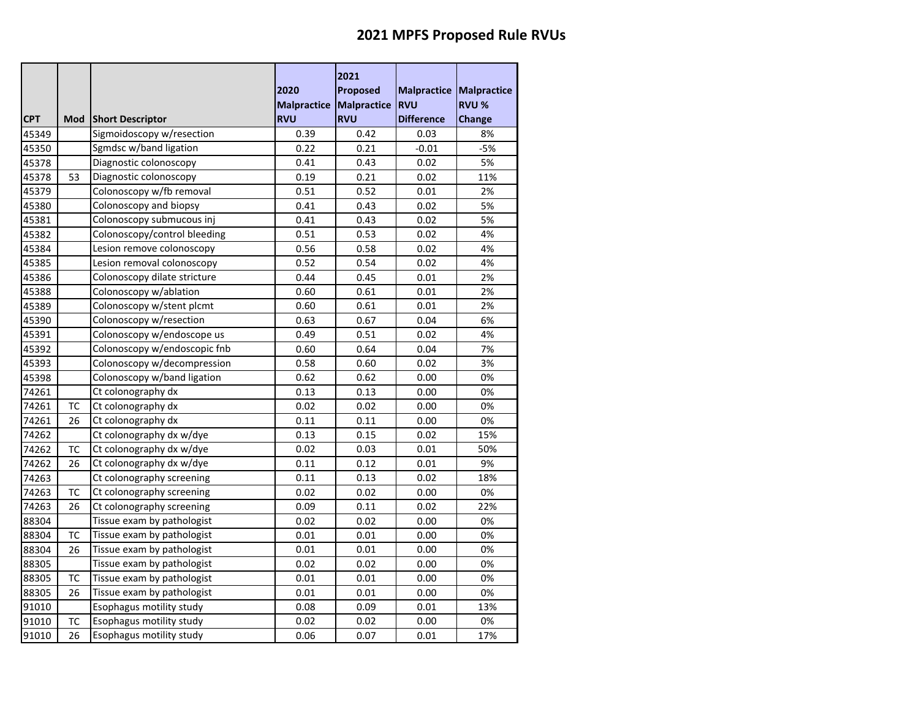# 2021 MPFS Proposed Rule RVUs

| CPT | Mod | Short Descriptor | 2020 Malpractice RVU | 2021 Proposed Malpractice RVU | Malpractice RVU Difference | Malpractice RVU % Change |
|---|---|---|---|---|---|---|
| 45349 | | Sigmoidoscopy w/resection | 0.39 | 0.42 | 0.03 | 8% |
| 45350 | | Sgmdsc w/band ligation | 0.22 | 0.21 | -0.01 | -5% |
| 45378 | | Diagnostic colonoscopy | 0.41 | 0.43 | 0.02 | 5% |
| 45378 | 53 | Diagnostic colonoscopy | 0.19 | 0.21 | 0.02 | 11% |
| 45379 | | Colonoscopy w/fb removal | 0.51 | 0.52 | 0.01 | 2% |
| 45380 | | Colonoscopy and biopsy | 0.41 | 0.43 | 0.02 | 5% |
| 45381 | | Colonoscopy submucous inj | 0.41 | 0.43 | 0.02 | 5% |
| 45382 | | Colonoscopy/control bleeding | 0.51 | 0.53 | 0.02 | 4% |
| 45384 | | Lesion remove colonoscopy | 0.56 | 0.58 | 0.02 | 4% |
| 45385 | | Lesion removal colonoscopy | 0.52 | 0.54 | 0.02 | 4% |
| 45386 | | Colonoscopy dilate stricture | 0.44 | 0.45 | 0.01 | 2% |
| 45388 | | Colonoscopy w/ablation | 0.60 | 0.61 | 0.01 | 2% |
| 45389 | | Colonoscopy w/stent plcmt | 0.60 | 0.61 | 0.01 | 2% |
| 45390 | | Colonoscopy w/resection | 0.63 | 0.67 | 0.04 | 6% |
| 45391 | | Colonoscopy w/endoscope us | 0.49 | 0.51 | 0.02 | 4% |
| 45392 | | Colonoscopy w/endoscopic fnb | 0.60 | 0.64 | 0.04 | 7% |
| 45393 | | Colonoscopy w/decompression | 0.58 | 0.60 | 0.02 | 3% |
| 45398 | | Colonoscopy w/band ligation | 0.62 | 0.62 | 0.00 | 0% |
| 74261 | | Ct colonography dx | 0.13 | 0.13 | 0.00 | 0% |
| 74261 | TC | Ct colonography dx | 0.02 | 0.02 | 0.00 | 0% |
| 74261 | 26 | Ct colonography dx | 0.11 | 0.11 | 0.00 | 0% |
| 74262 | | Ct colonography dx w/dye | 0.13 | 0.15 | 0.02 | 15% |
| 74262 | TC | Ct colonography dx w/dye | 0.02 | 0.03 | 0.01 | 50% |
| 74262 | 26 | Ct colonography dx w/dye | 0.11 | 0.12 | 0.01 | 9% |
| 74263 | | Ct colonography screening | 0.11 | 0.13 | 0.02 | 18% |
| 74263 | TC | Ct colonography screening | 0.02 | 0.02 | 0.00 | 0% |
| 74263 | 26 | Ct colonography screening | 0.09 | 0.11 | 0.02 | 22% |
| 88304 | | Tissue exam by pathologist | 0.02 | 0.02 | 0.00 | 0% |
| 88304 | TC | Tissue exam by pathologist | 0.01 | 0.01 | 0.00 | 0% |
| 88304 | 26 | Tissue exam by pathologist | 0.01 | 0.01 | 0.00 | 0% |
| 88305 | | Tissue exam by pathologist | 0.02 | 0.02 | 0.00 | 0% |
| 88305 | TC | Tissue exam by pathologist | 0.01 | 0.01 | 0.00 | 0% |
| 88305 | 26 | Tissue exam by pathologist | 0.01 | 0.01 | 0.00 | 0% |
| 91010 | | Esophagus motility study | 0.08 | 0.09 | 0.01 | 13% |
| 91010 | TC | Esophagus motility study | 0.02 | 0.02 | 0.00 | 0% |
| 91010 | 26 | Esophagus motility study | 0.06 | 0.07 | 0.01 | 17% |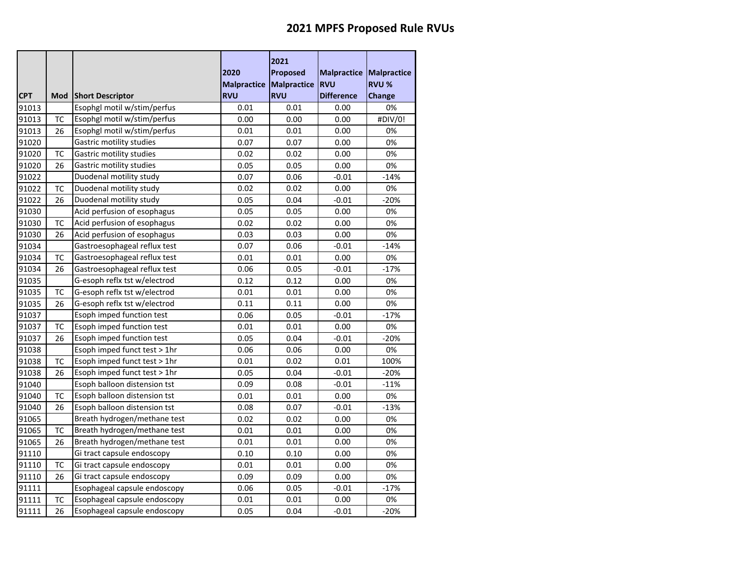# 2021 MPFS Proposed Rule RVUs

| CPT | Mod | Short Descriptor | 2020 Malpractice RVU | 2021 Proposed Malpractice RVU | Malpractice RVU Difference | Malpractice RVU % Change |
|---|---|---|---|---|---|---|
| 91013 | | Esophgl motil w/stim/perfus | 0.01 | 0.01 | 0.00 | 0% |
| 91013 | TC | Esophgl motil w/stim/perfus | 0.00 | 0.00 | 0.00 | #DIV/0! |
| 91013 | 26 | Esophgl motil w/stim/perfus | 0.01 | 0.01 | 0.00 | 0% |
| 91020 | | Gastric motility studies | 0.07 | 0.07 | 0.00 | 0% |
| 91020 | TC | Gastric motility studies | 0.02 | 0.02 | 0.00 | 0% |
| 91020 | 26 | Gastric motility studies | 0.05 | 0.05 | 0.00 | 0% |
| 91022 | | Duodenal motility study | 0.07 | 0.06 | -0.01 | -14% |
| 91022 | TC | Duodenal motility study | 0.02 | 0.02 | 0.00 | 0% |
| 91022 | 26 | Duodenal motility study | 0.05 | 0.04 | -0.01 | -20% |
| 91030 | | Acid perfusion of esophagus | 0.05 | 0.05 | 0.00 | 0% |
| 91030 | TC | Acid perfusion of esophagus | 0.02 | 0.02 | 0.00 | 0% |
| 91030 | 26 | Acid perfusion of esophagus | 0.03 | 0.03 | 0.00 | 0% |
| 91034 | | Gastroesophageal reflux test | 0.07 | 0.06 | -0.01 | -14% |
| 91034 | TC | Gastroesophageal reflux test | 0.01 | 0.01 | 0.00 | 0% |
| 91034 | 26 | Gastroesophageal reflux test | 0.06 | 0.05 | -0.01 | -17% |
| 91035 | | G-esoph reflx tst w/electrod | 0.12 | 0.12 | 0.00 | 0% |
| 91035 | TC | G-esoph reflx tst w/electrod | 0.01 | 0.01 | 0.00 | 0% |
| 91035 | 26 | G-esoph reflx tst w/electrod | 0.11 | 0.11 | 0.00 | 0% |
| 91037 | | Esoph imped function test | 0.06 | 0.05 | -0.01 | -17% |
| 91037 | TC | Esoph imped function test | 0.01 | 0.01 | 0.00 | 0% |
| 91037 | 26 | Esoph imped function test | 0.05 | 0.04 | -0.01 | -20% |
| 91038 | | Esoph imped funct test > 1hr | 0.06 | 0.06 | 0.00 | 0% |
| 91038 | TC | Esoph imped funct test > 1hr | 0.01 | 0.02 | 0.01 | 100% |
| 91038 | 26 | Esoph imped funct test > 1hr | 0.05 | 0.04 | -0.01 | -20% |
| 91040 | | Esoph balloon distension tst | 0.09 | 0.08 | -0.01 | -11% |
| 91040 | TC | Esoph balloon distension tst | 0.01 | 0.01 | 0.00 | 0% |
| 91040 | 26 | Esoph balloon distension tst | 0.08 | 0.07 | -0.01 | -13% |
| 91065 | | Breath hydrogen/methane test | 0.02 | 0.02 | 0.00 | 0% |
| 91065 | TC | Breath hydrogen/methane test | 0.01 | 0.01 | 0.00 | 0% |
| 91065 | 26 | Breath hydrogen/methane test | 0.01 | 0.01 | 0.00 | 0% |
| 91110 | | Gi tract capsule endoscopy | 0.10 | 0.10 | 0.00 | 0% |
| 91110 | TC | Gi tract capsule endoscopy | 0.01 | 0.01 | 0.00 | 0% |
| 91110 | 26 | Gi tract capsule endoscopy | 0.09 | 0.09 | 0.00 | 0% |
| 91111 | | Esophageal capsule endoscopy | 0.06 | 0.05 | -0.01 | -17% |
| 91111 | TC | Esophageal capsule endoscopy | 0.01 | 0.01 | 0.00 | 0% |
| 91111 | 26 | Esophageal capsule endoscopy | 0.05 | 0.04 | -0.01 | -20% |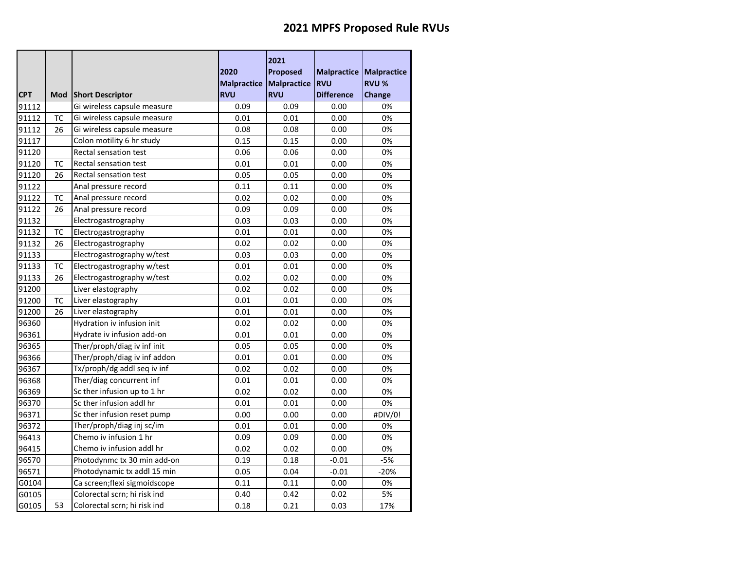# 2021 MPFS Proposed Rule RVUs

| CPT | Mod | Short Descriptor | 2020 Malpractice RVU | 2021 Proposed Malpractice RVU | Malpractice RVU Difference | Malpractice RVU % Change |
|---|---|---|---|---|---|---|
| 91112 | | Gi wireless capsule measure | 0.09 | 0.09 | 0.00 | 0% |
| 91112 | TC | Gi wireless capsule measure | 0.01 | 0.01 | 0.00 | 0% |
| 91112 | 26 | Gi wireless capsule measure | 0.08 | 0.08 | 0.00 | 0% |
| 91117 | | Colon motility 6 hr study | 0.15 | 0.15 | 0.00 | 0% |
| 91120 | | Rectal sensation test | 0.06 | 0.06 | 0.00 | 0% |
| 91120 | TC | Rectal sensation test | 0.01 | 0.01 | 0.00 | 0% |
| 91120 | 26 | Rectal sensation test | 0.05 | 0.05 | 0.00 | 0% |
| 91122 | | Anal pressure record | 0.11 | 0.11 | 0.00 | 0% |
| 91122 | TC | Anal pressure record | 0.02 | 0.02 | 0.00 | 0% |
| 91122 | 26 | Anal pressure record | 0.09 | 0.09 | 0.00 | 0% |
| 91132 | | Electrogastrography | 0.03 | 0.03 | 0.00 | 0% |
| 91132 | TC | Electrogastrography | 0.01 | 0.01 | 0.00 | 0% |
| 91132 | 26 | Electrogastrography | 0.02 | 0.02 | 0.00 | 0% |
| 91133 | | Electrogastrography w/test | 0.03 | 0.03 | 0.00 | 0% |
| 91133 | TC | Electrogastrography w/test | 0.01 | 0.01 | 0.00 | 0% |
| 91133 | 26 | Electrogastrography w/test | 0.02 | 0.02 | 0.00 | 0% |
| 91200 | | Liver elastography | 0.02 | 0.02 | 0.00 | 0% |
| 91200 | TC | Liver elastography | 0.01 | 0.01 | 0.00 | 0% |
| 91200 | 26 | Liver elastography | 0.01 | 0.01 | 0.00 | 0% |
| 96360 | | Hydration iv infusion init | 0.02 | 0.02 | 0.00 | 0% |
| 96361 | | Hydrate iv infusion add-on | 0.01 | 0.01 | 0.00 | 0% |
| 96365 | | Ther/proph/diag iv inf init | 0.05 | 0.05 | 0.00 | 0% |
| 96366 | | Ther/proph/diag iv inf addon | 0.01 | 0.01 | 0.00 | 0% |
| 96367 | | Tx/proph/dg addl seq iv inf | 0.02 | 0.02 | 0.00 | 0% |
| 96368 | | Ther/diag concurrent inf | 0.01 | 0.01 | 0.00 | 0% |
| 96369 | | Sc ther infusion up to 1 hr | 0.02 | 0.02 | 0.00 | 0% |
| 96370 | | Sc ther infusion addl hr | 0.01 | 0.01 | 0.00 | 0% |
| 96371 | | Sc ther infusion reset pump | 0.00 | 0.00 | 0.00 | #DIV/0! |
| 96372 | | Ther/proph/diag inj sc/im | 0.01 | 0.01 | 0.00 | 0% |
| 96413 | | Chemo iv infusion 1 hr | 0.09 | 0.09 | 0.00 | 0% |
| 96415 | | Chemo iv infusion addl hr | 0.02 | 0.02 | 0.00 | 0% |
| 96570 | | Photodynmc tx 30 min add-on | 0.19 | 0.18 | -0.01 | -5% |
| 96571 | | Photodynamic tx addl 15 min | 0.05 | 0.04 | -0.01 | -20% |
| G0104 | | Ca screen;flexi sigmoidscope | 0.11 | 0.11 | 0.00 | 0% |
| G0105 | | Colorectal scrn; hi risk ind | 0.40 | 0.42 | 0.02 | 5% |
| G0105 | 53 | Colorectal scrn; hi risk ind | 0.18 | 0.21 | 0.03 | 17% |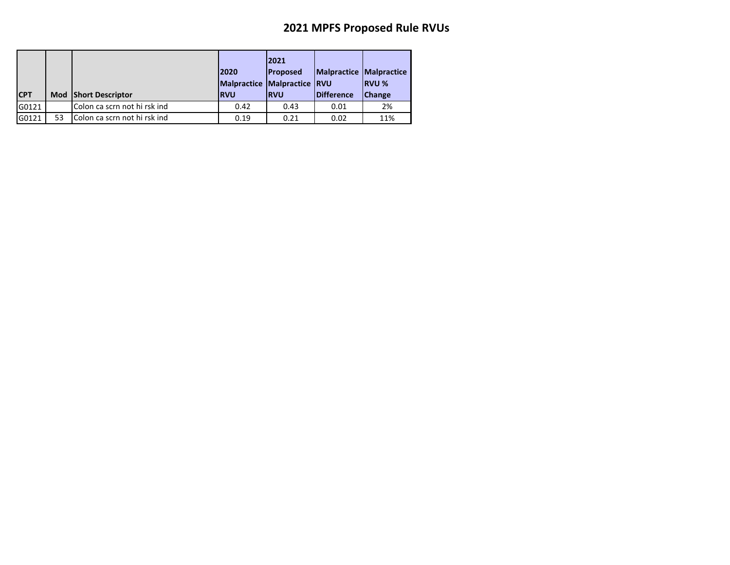# 2021 MPFS Proposed Rule RVUs

| CPT | Mod | Short Descriptor | 2020 Malpractice RVU | 2021 Proposed Malpractice RVU | Malpractice RVU Difference | Malpractice RVU % Change |
|---|---|---|---|---|---|---|
| G0121 | | Colon ca scrn not hi rsk ind | 0.42 | 0.43 | 0.01 | 2% |
| G0121 | 53 | Colon ca scrn not hi rsk ind | 0.19 | 0.21 | 0.02 | 11% |